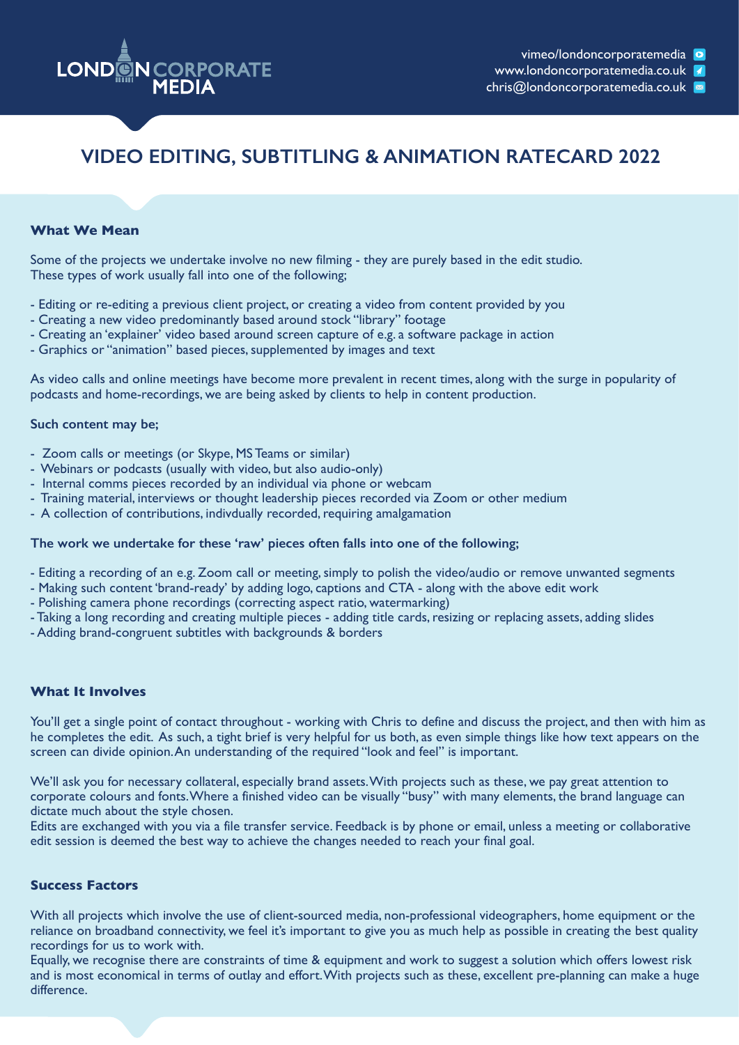LONDON CORPORATE MEDIA

vimeo/londoncorporatemedia
www.londoncorporatemedia.co.uk
chris@londoncorporatemedia.co.uk

# VIDEO EDITING, SUBTITLING & ANIMATION RATECARD 2022

## What We Mean

Some of the projects we undertake involve no new filming - they are purely based in the edit studio.
These types of work usually fall into one of the following;

- Editing or re-editing a previous client project, or creating a video from content provided by you
- Creating a new video predominantly based around stock "library" footage
- Creating an 'explainer' video based around screen capture of e.g. a software package in action
- Graphics or "animation" based pieces, supplemented by images and text

As video calls and online meetings have become more prevalent in recent times, along with the surge in popularity of podcasts and home-recordings, we are being asked by clients to help in content production.

**Such content may be;**

- Zoom calls or meetings (or Skype, MS Teams or similar)
- Webinars or podcasts (usually with video, but also audio-only)
- Internal comms pieces recorded by an individual via phone or webcam
- Training material, interviews or thought leadership pieces recorded via Zoom or other medium
- A collection of contributions, indivdually recorded, requiring amalgamation

**The work we undertake for these 'raw' pieces often falls into one of the following;**

- Editing a recording of an e.g. Zoom call or meeting, simply to polish the video/audio or remove unwanted segments
- Making such content 'brand-ready' by adding logo, captions and CTA - along with the above edit work
- Polishing camera phone recordings (correcting aspect ratio, watermarking)
- Taking a long recording and creating multiple pieces - adding title cards, resizing or replacing assets, adding slides
- Adding brand-congruent subtitles with backgrounds & borders

## What It Involves

You'll get a single point of contact throughout - working with Chris to define and discuss the project, and then with him as he completes the edit. As such, a tight brief is very helpful for us both, as even simple things like how text appears on the screen can divide opinion. An understanding of the required "look and feel" is important.

We'll ask you for necessary collateral, especially brand assets. With projects such as these, we pay great attention to corporate colours and fonts. Where a finished video can be visually "busy" with many elements, the brand language can dictate much about the style chosen.
Edits are exchanged with you via a file transfer service. Feedback is by phone or email, unless a meeting or collaborative edit session is deemed the best way to achieve the changes needed to reach your final goal.

## Success Factors

With all projects which involve the use of client-sourced media, non-professional videographers, home equipment or the reliance on broadband connectivity, we feel it's important to give you as much help as possible in creating the best quality recordings for us to work with.
Equally, we recognise there are constraints of time & equipment and work to suggest a solution which offers lowest risk and is most economical in terms of outlay and effort. With projects such as these, excellent pre-planning can make a huge difference.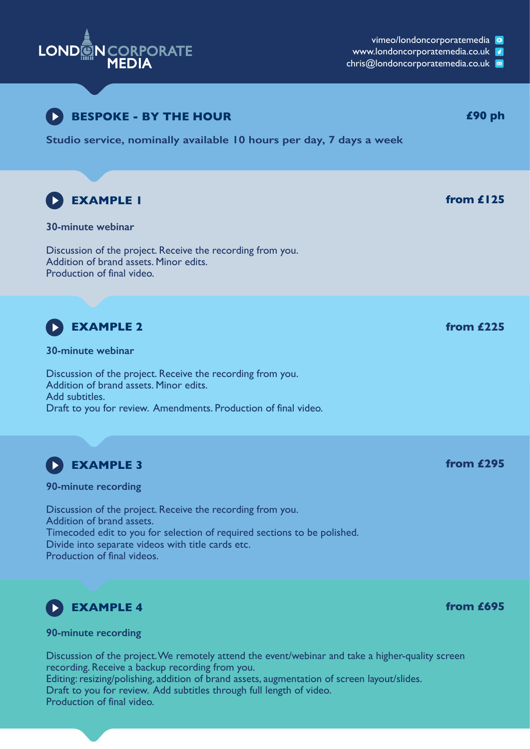**LONDON CORPORATE MEDIA**

vimeo/londoncorporatemedia
www.londoncorporatemedia.co.uk
chris@londoncorporatemedia.co.uk

## BESPOKE - BY THE HOUR — £90 ph

**Studio service, nominally available 10 hours per day, 7 days a week**

## EXAMPLE 1 — from £125

**30-minute webinar**

Discussion of the project. Receive the recording from you.
Addition of brand assets. Minor edits.
Production of final video.

## EXAMPLE 2 — from £225

**30-minute webinar**

Discussion of the project. Receive the recording from you.
Addition of brand assets. Minor edits.
Add subtitles.
Draft to you for review. Amendments. Production of final video.

## EXAMPLE 3 — from £295

**90-minute recording**

Discussion of the project. Receive the recording from you.
Addition of brand assets.
Timecoded edit to you for selection of required sections to be polished.
Divide into separate videos with title cards etc.
Production of final videos.

## EXAMPLE 4 — from £695

**90-minute recording**

Discussion of the project. We remotely attend the event/webinar and take a higher-quality screen recording. Receive a backup recording from you.
Editing: resizing/polishing, addition of brand assets, augmentation of screen layout/slides.
Draft to you for review. Add subtitles through full length of video.
Production of final video.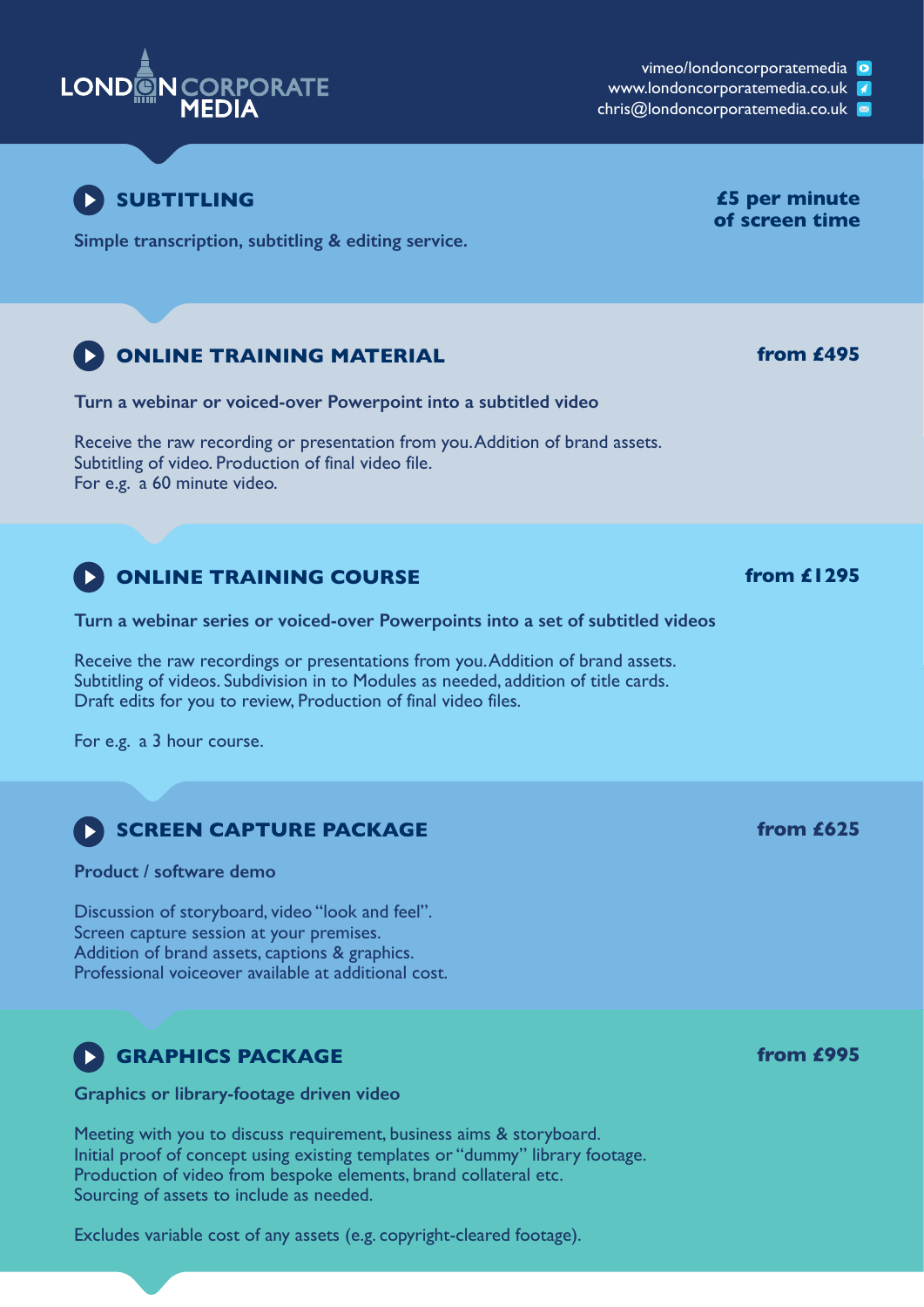LONDON CORPORATE MEDIA

vimeo/londoncorporatemedia
www.londoncorporatemedia.co.uk
chris@londoncorporatemedia.co.uk

## SUBTITLING

**£5 per minute of screen time**

**Simple transcription, subtitling & editing service.**

## ONLINE TRAINING MATERIAL

**from £495**

**Turn a webinar or voiced-over Powerpoint into a subtitled video**

Receive the raw recording or presentation from you. Addition of brand assets.
Subtitling of video. Production of final video file.
For e.g. a 60 minute video.

## ONLINE TRAINING COURSE

**from £1295**

**Turn a webinar series or voiced-over Powerpoints into a set of subtitled videos**

Receive the raw recordings or presentations from you. Addition of brand assets.
Subtitling of videos. Subdivision in to Modules as needed, addition of title cards.
Draft edits for you to review, Production of final video files.

For e.g. a 3 hour course.

## SCREEN CAPTURE PACKAGE

**from £625**

**Product / software demo**

Discussion of storyboard, video "look and feel".
Screen capture session at your premises.
Addition of brand assets, captions & graphics.
Professional voiceover available at additional cost.

## GRAPHICS PACKAGE

**from £995**

**Graphics or library-footage driven video**

Meeting with you to discuss requirement, business aims & storyboard.
Initial proof of concept using existing templates or "dummy" library footage.
Production of video from bespoke elements, brand collateral etc.
Sourcing of assets to include as needed.

Excludes variable cost of any assets (e.g. copyright-cleared footage).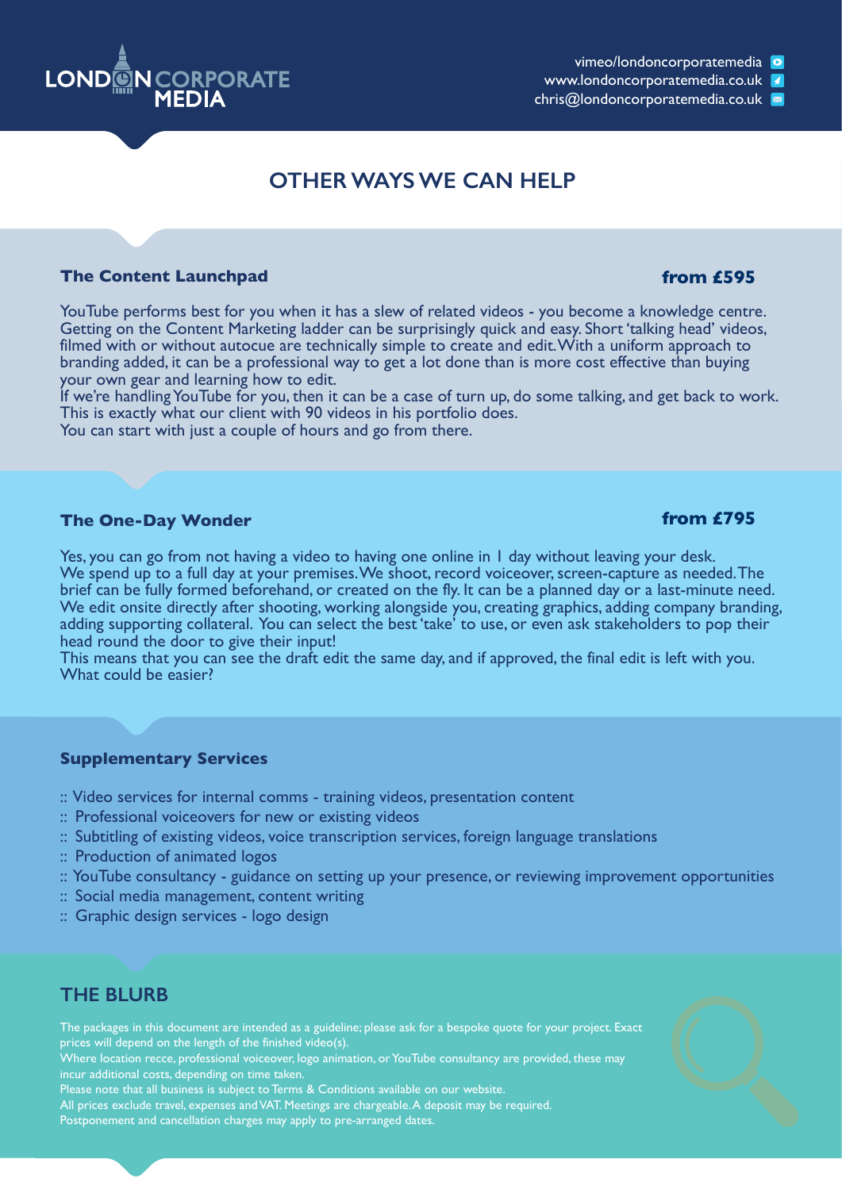LONDON CORPORATE MEDIA

vimeo/londoncorporatemedia
www.londoncorporatemedia.co.uk
chris@londoncorporatemedia.co.uk

# OTHER WAYS WE CAN HELP

### The Content Launchpad

**from £595**

YouTube performs best for you when it has a slew of related videos - you become a knowledge centre. Getting on the Content Marketing ladder can be surprisingly quick and easy. Short 'talking head' videos, filmed with or without autocue are technically simple to create and edit. With a uniform approach to branding added, it can be a professional way to get a lot done than is more cost effective than buying your own gear and learning how to edit.
If we're handling YouTube for you, then it can be a case of turn up, do some talking, and get back to work. This is exactly what our client with 90 videos in his portfolio does.
You can start with just a couple of hours and go from there.

### The One-Day Wonder

**from £795**

Yes, you can go from not having a video to having one online in 1 day without leaving your desk.
We spend up to a full day at your premises. We shoot, record voiceover, screen-capture as needed. The brief can be fully formed beforehand, or created on the fly. It can be a planned day or a last-minute need.
We edit onsite directly after shooting, working alongside you, creating graphics, adding company branding, adding supporting collateral. You can select the best 'take' to use, or even ask stakeholders to pop their head round the door to give their input!
This means that you can see the draft edit the same day, and if approved, the final edit is left with you.
What could be easier?

### Supplementary Services

:: Video services for internal comms - training videos, presentation content
:: Professional voiceovers for new or existing videos
:: Subtitling of existing videos, voice transcription services, foreign language translations
:: Production of animated logos
:: YouTube consultancy - guidance on setting up your presence, or reviewing improvement opportunities
:: Social media management, content writing
:: Graphic design services - logo design

## THE BLURB

The packages in this document are intended as a guideline; please ask for a bespoke quote for your project. Exact prices will depend on the length of the finished video(s).
Where location recce, professional voiceover, logo animation, or YouTube consultancy are provided, these may incur additional costs, depending on time taken.
Please note that all business is subject to Terms & Conditions available on our website.
All prices exclude travel, expenses and VAT. Meetings are chargeable. A deposit may be required.
Postponement and cancellation charges may apply to pre-arranged dates.